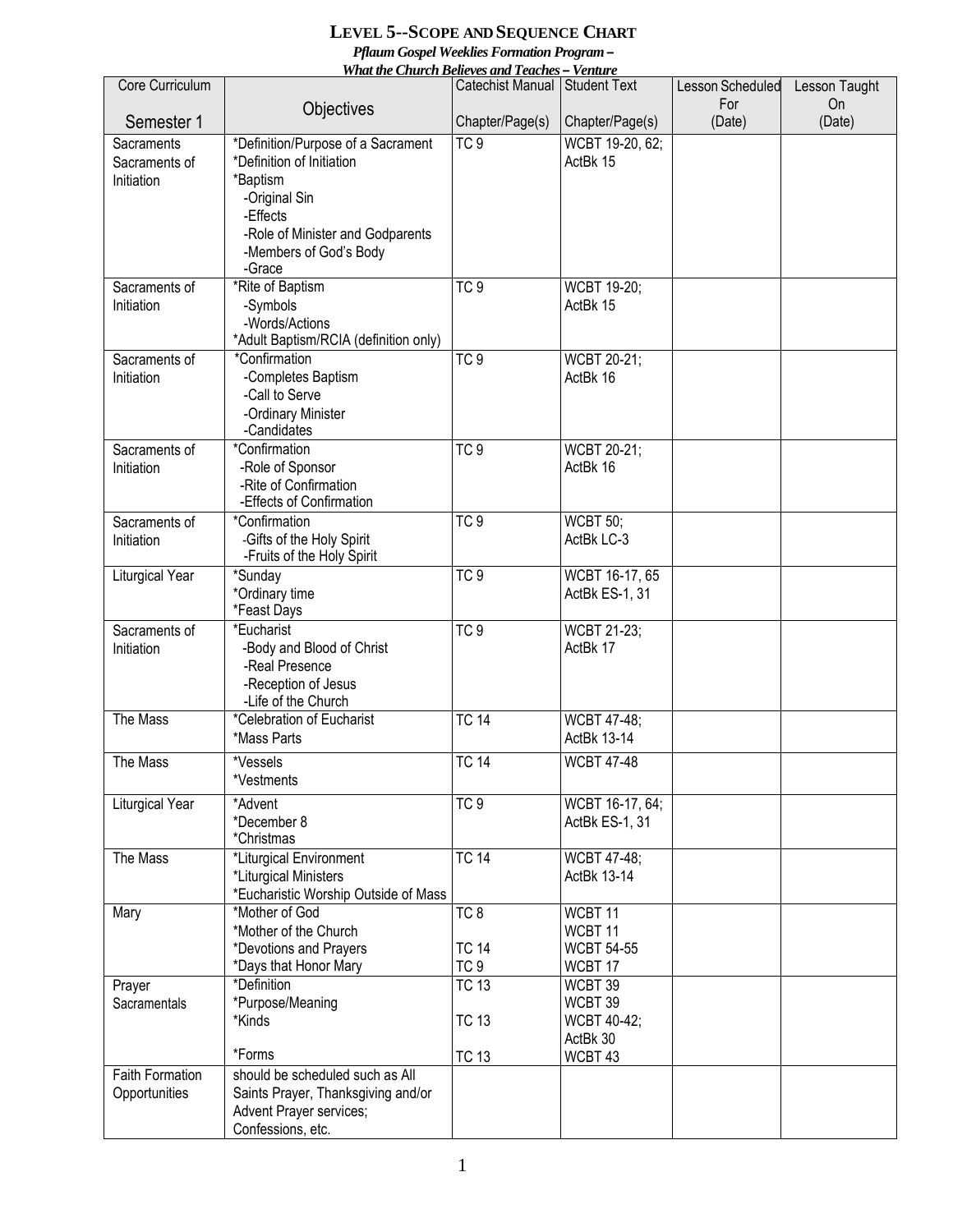# LEVEL 5--SCOPE AND SEQUENCE CHART

***Pflaum Gospel Weeklies Formation Program –***
***What the Church Believes and Teaches – Venture***

| Core Curriculum<br><br>Semester 1 | Objectives | Catechist Manual<br><br>Chapter/Page(s) | Student Text<br><br>Chapter/Page(s) | Lesson Scheduled For (Date) | Lesson Taught On (Date) |
|---|---|---|---|---|---|
| Sacraments<br>Sacraments of Initiation | *Definition/Purpose of a Sacrament<br>*Definition of Initiation<br>*Baptism<br>-Original Sin<br>-Effects<br>-Role of Minister and Godparents<br>-Members of God's Body<br>-Grace | TC 9 | WCBT 19-20, 62;<br>ActBk 15 | | |
| Sacraments of Initiation | *Rite of Baptism<br>-Symbols<br>-Words/Actions<br>*Adult Baptism/RCIA (definition only) | TC 9 | WCBT 19-20;<br>ActBk 15 | | |
| Sacraments of Initiation | *Confirmation<br>-Completes Baptism<br>-Call to Serve<br>-Ordinary Minister<br>-Candidates | TC 9 | WCBT 20-21;<br>ActBk 16 | | |
| Sacraments of Initiation | *Confirmation<br>-Role of Sponsor<br>-Rite of Confirmation<br>-Effects of Confirmation | TC 9 | WCBT 20-21;<br>ActBk 16 | | |
| Sacraments of Initiation | *Confirmation<br>-Gifts of the Holy Spirit<br>-Fruits of the Holy Spirit | TC 9 | WCBT 50;<br>ActBk LC-3 | | |
| Liturgical Year | *Sunday<br>*Ordinary time<br>*Feast Days | TC 9 | WCBT 16-17, 65<br>ActBk ES-1, 31 | | |
| Sacraments of Initiation | *Eucharist<br>-Body and Blood of Christ<br>-Real Presence<br>-Reception of Jesus<br>-Life of the Church | TC 9 | WCBT 21-23;<br>ActBk 17 | | |
| The Mass | *Celebration of Eucharist<br>*Mass Parts | TC 14 | WCBT 47-48;<br>ActBk 13-14 | | |
| The Mass | *Vessels<br>*Vestments | TC 14 | WCBT 47-48 | | |
| Liturgical Year | *Advent<br>*December 8<br>*Christmas | TC 9 | WCBT 16-17, 64;<br>ActBk ES-1, 31 | | |
| The Mass | *Liturgical Environment<br>*Liturgical Ministers<br>*Eucharistic Worship Outside of Mass | TC 14 | WCBT 47-48;<br>ActBk 13-14 | | |
| Mary | *Mother of God<br>*Mother of the Church<br>*Devotions and Prayers<br>*Days that Honor Mary | TC 8<br><br>TC 14<br>TC 9 | WCBT 11<br>WCBT 11<br>WCBT 54-55<br>WCBT 17 | | |
| Prayer<br>Sacramentals | *Definition<br>*Purpose/Meaning<br>*Kinds<br><br>*Forms | TC 13<br><br>TC 13<br><br>TC 13 | WCBT 39<br>WCBT 39<br>WCBT 40-42;<br>ActBk 30<br>WCBT 43 | | |
| Faith Formation Opportunities | should be scheduled such as All Saints Prayer, Thanksgiving and/or Advent Prayer services; Confessions, etc. | | | | |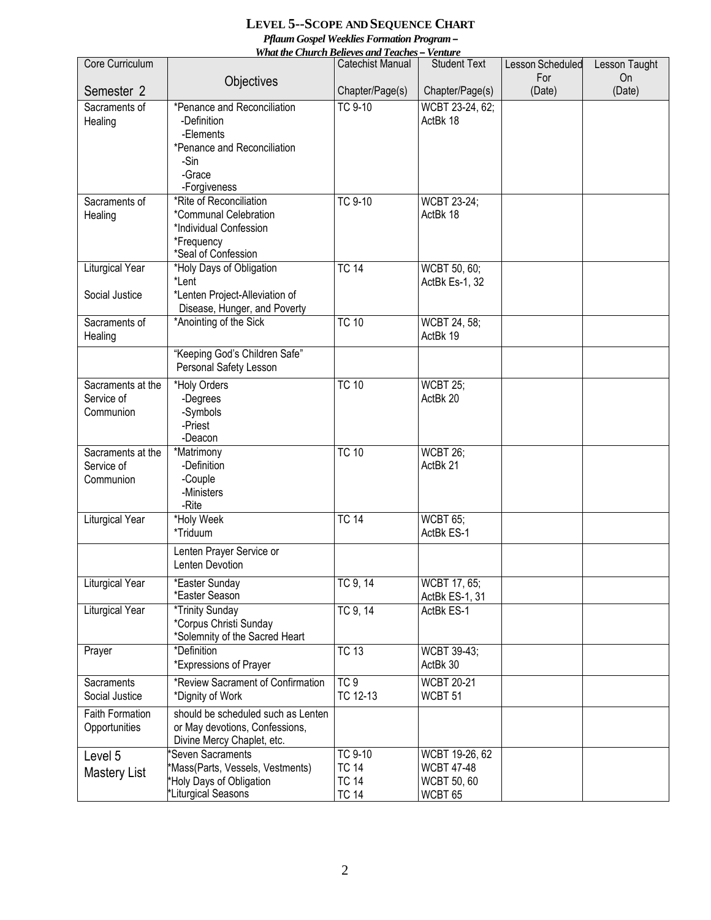# LEVEL 5--SCOPE AND SEQUENCE CHART

***Pflaum Gospel Weeklies Formation Program – What the Church Believes and Teaches – Venture***

| Core Curriculum<br><br>Semester 2 | Objectives | Catechist Manual<br><br>Chapter/Page(s) | Student Text<br><br>Chapter/Page(s) | Lesson Scheduled For (Date) | Lesson Taught On (Date) |
|---|---|---|---|---|---|
| Sacraments of Healing | *Penance and Reconciliation<br>-Definition<br>-Elements<br>*Penance and Reconciliation<br>-Sin<br>-Grace<br>-Forgiveness | TC 9-10 | WCBT 23-24, 62;<br>ActBk 18 | | |
| Sacraments of Healing | *Rite of Reconciliation<br>*Communal Celebration<br>*Individual Confession<br>*Frequency<br>*Seal of Confession | TC 9-10 | WCBT 23-24;<br>ActBk 18 | | |
| Liturgical Year<br><br>Social Justice | *Holy Days of Obligation<br>*Lent<br>*Lenten Project-Alleviation of Disease, Hunger, and Poverty | TC 14 | WCBT 50, 60;<br>ActBk Es-1, 32 | | |
| Sacraments of Healing | *Anointing of the Sick | TC 10 | WCBT 24, 58;<br>ActBk 19 | | |
| | "Keeping God's Children Safe" Personal Safety Lesson | | | | |
| Sacraments at the Service of Communion | *Holy Orders<br>-Degrees<br>-Symbols<br>-Priest<br>-Deacon | TC 10 | WCBT 25;<br>ActBk 20 | | |
| Sacraments at the Service of Communion | *Matrimony<br>-Definition<br>-Couple<br>-Ministers<br>-Rite | TC 10 | WCBT 26;<br>ActBk 21 | | |
| Liturgical Year | *Holy Week<br>*Triduum | TC 14 | WCBT 65;<br>ActBk ES-1 | | |
| | Lenten Prayer Service or Lenten Devotion | | | | |
| Liturgical Year | *Easter Sunday<br>*Easter Season | TC 9, 14 | WCBT 17, 65;<br>ActBk ES-1, 31 | | |
| Liturgical Year | *Trinity Sunday<br>*Corpus Christi Sunday<br>*Solemnity of the Sacred Heart | TC 9, 14 | ActBk ES-1 | | |
| Prayer | *Definition<br>*Expressions of Prayer | TC 13 | WCBT 39-43;<br>ActBk 30 | | |
| Sacraments<br>Social Justice | *Review Sacrament of Confirmation<br>*Dignity of Work | TC 9<br>TC 12-13 | WCBT 20-21<br>WCBT 51 | | |
| Faith Formation Opportunities | should be scheduled such as Lenten or May devotions, Confessions, Divine Mercy Chaplet, etc. | | | | |
| Level 5<br>Mastery List | *Seven Sacraments<br>*Mass(Parts, Vessels, Vestments)<br>*Holy Days of Obligation<br>*Liturgical Seasons | TC 9-10<br>TC 14<br>TC 14<br>TC 14 | WCBT 19-26, 62<br>WCBT 47-48<br>WCBT 50, 60<br>WCBT 65 | | |